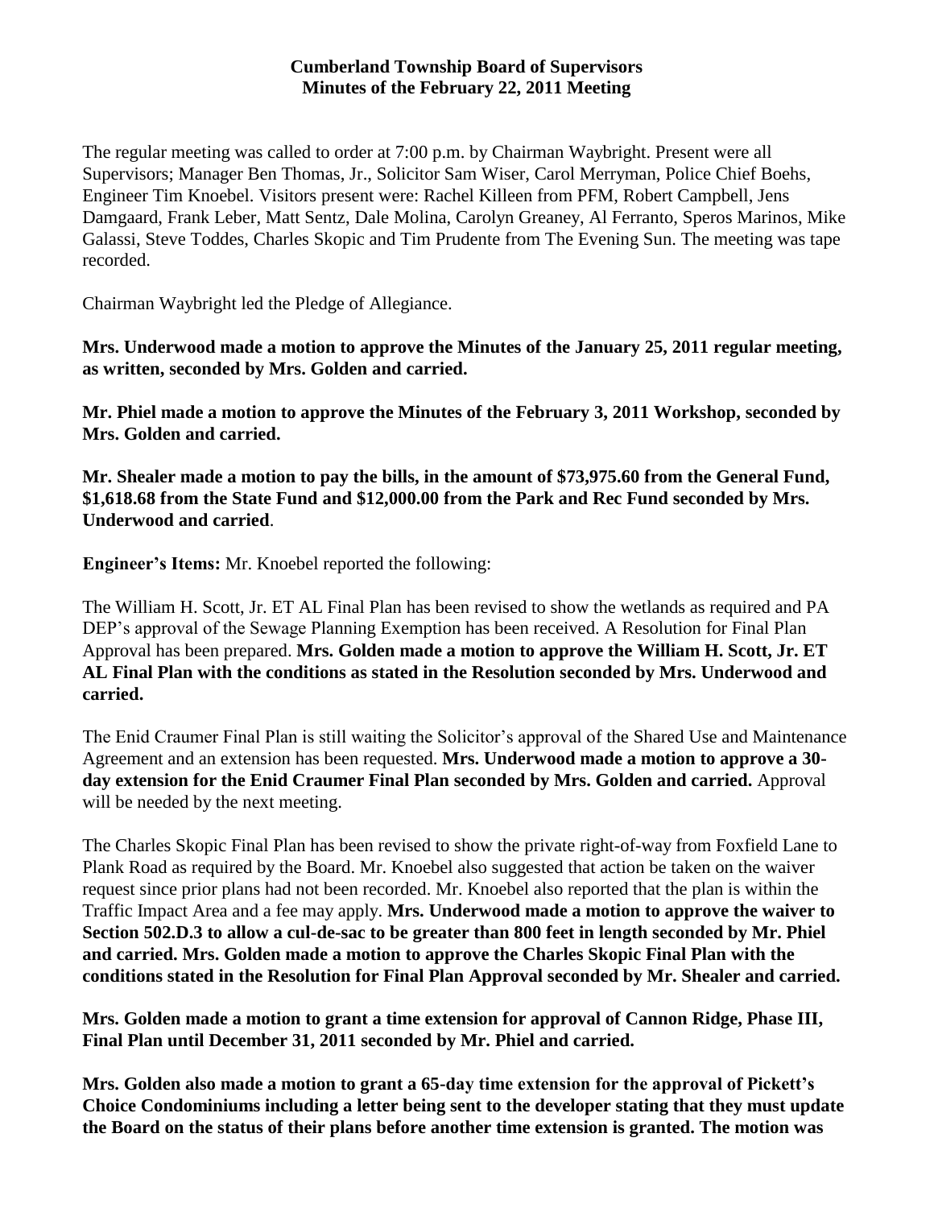# Cumberland Township Board of Supervisors
## Minutes of the February 22, 2011 Meeting

The regular meeting was called to order at 7:00 p.m. by Chairman Waybright. Present were all Supervisors; Manager Ben Thomas, Jr., Solicitor Sam Wiser, Carol Merryman, Police Chief Boehs, Engineer Tim Knoebel. Visitors present were: Rachel Killeen from PFM, Robert Campbell, Jens Damgaard, Frank Leber, Matt Sentz, Dale Molina, Carolyn Greaney, Al Ferranto, Speros Marinos, Mike Galassi, Steve Toddes, Charles Skopic and Tim Prudente from The Evening Sun. The meeting was tape recorded.

Chairman Waybright led the Pledge of Allegiance.

**Mrs. Underwood made a motion to approve the Minutes of the January 25, 2011 regular meeting, as written, seconded by Mrs. Golden and carried.**

**Mr. Phiel made a motion to approve the Minutes of the February 3, 2011 Workshop, seconded by Mrs. Golden and carried.**

**Mr. Shealer made a motion to pay the bills, in the amount of $73,975.60 from the General Fund, $1,618.68 from the State Fund and $12,000.00 from the Park and Rec Fund seconded by Mrs. Underwood and carried**.

**Engineer's Items:** Mr. Knoebel reported the following:

The William H. Scott, Jr. ET AL Final Plan has been revised to show the wetlands as required and PA DEP's approval of the Sewage Planning Exemption has been received. A Resolution for Final Plan Approval has been prepared. **Mrs. Golden made a motion to approve the William H. Scott, Jr. ET AL Final Plan with the conditions as stated in the Resolution seconded by Mrs. Underwood and carried.**

The Enid Craumer Final Plan is still waiting the Solicitor's approval of the Shared Use and Maintenance Agreement and an extension has been requested. **Mrs. Underwood made a motion to approve a 30-day extension for the Enid Craumer Final Plan seconded by Mrs. Golden and carried.** Approval will be needed by the next meeting.

The Charles Skopic Final Plan has been revised to show the private right-of-way from Foxfield Lane to Plank Road as required by the Board. Mr. Knoebel also suggested that action be taken on the waiver request since prior plans had not been recorded. Mr. Knoebel also reported that the plan is within the Traffic Impact Area and a fee may apply. **Mrs. Underwood made a motion to approve the waiver to Section 502.D.3 to allow a cul-de-sac to be greater than 800 feet in length seconded by Mr. Phiel and carried. Mrs. Golden made a motion to approve the Charles Skopic Final Plan with the conditions stated in the Resolution for Final Plan Approval seconded by Mr. Shealer and carried.**

**Mrs. Golden made a motion to grant a time extension for approval of Cannon Ridge, Phase III, Final Plan until December 31, 2011 seconded by Mr. Phiel and carried.**

**Mrs. Golden also made a motion to grant a 65-day time extension for the approval of Pickett's Choice Condominiums including a letter being sent to the developer stating that they must update the Board on the status of their plans before another time extension is granted. The motion was**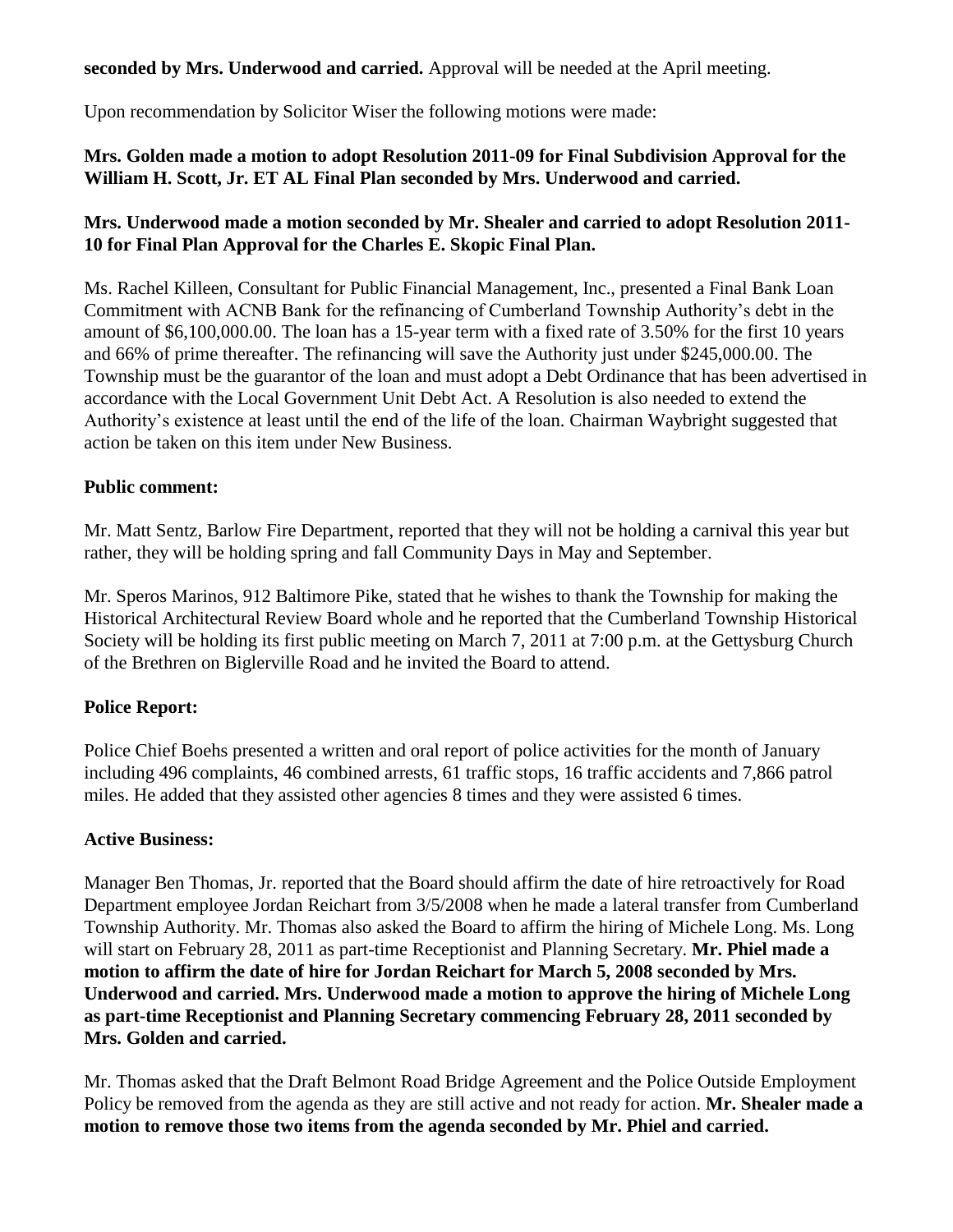**seconded by Mrs. Underwood and carried.** Approval will be needed at the April meeting.

Upon recommendation by Solicitor Wiser the following motions were made:

**Mrs. Golden made a motion to adopt Resolution 2011-09 for Final Subdivision Approval for the William H. Scott, Jr. ET AL Final Plan seconded by Mrs. Underwood and carried.**

**Mrs. Underwood made a motion seconded by Mr. Shealer and carried to adopt Resolution 2011-10 for Final Plan Approval for the Charles E. Skopic Final Plan.**

Ms. Rachel Killeen, Consultant for Public Financial Management, Inc., presented a Final Bank Loan Commitment with ACNB Bank for the refinancing of Cumberland Township Authority's debt in the amount of $6,100,000.00. The loan has a 15-year term with a fixed rate of 3.50% for the first 10 years and 66% of prime thereafter. The refinancing will save the Authority just under $245,000.00. The Township must be the guarantor of the loan and must adopt a Debt Ordinance that has been advertised in accordance with the Local Government Unit Debt Act. A Resolution is also needed to extend the Authority's existence at least until the end of the life of the loan. Chairman Waybright suggested that action be taken on this item under New Business.

**Public comment:**

Mr. Matt Sentz, Barlow Fire Department, reported that they will not be holding a carnival this year but rather, they will be holding spring and fall Community Days in May and September.

Mr. Speros Marinos, 912 Baltimore Pike, stated that he wishes to thank the Township for making the Historical Architectural Review Board whole and he reported that the Cumberland Township Historical Society will be holding its first public meeting on March 7, 2011 at 7:00 p.m. at the Gettysburg Church of the Brethren on Biglerville Road and he invited the Board to attend.

**Police Report:**

Police Chief Boehs presented a written and oral report of police activities for the month of January including 496 complaints, 46 combined arrests, 61 traffic stops, 16 traffic accidents and 7,866 patrol miles. He added that they assisted other agencies 8 times and they were assisted 6 times.

**Active Business:**

Manager Ben Thomas, Jr. reported that the Board should affirm the date of hire retroactively for Road Department employee Jordan Reichart from 3/5/2008 when he made a lateral transfer from Cumberland Township Authority. Mr. Thomas also asked the Board to affirm the hiring of Michele Long. Ms. Long will start on February 28, 2011 as part-time Receptionist and Planning Secretary. **Mr. Phiel made a motion to affirm the date of hire for Jordan Reichart for March 5, 2008 seconded by Mrs. Underwood and carried. Mrs. Underwood made a motion to approve the hiring of Michele Long as part-time Receptionist and Planning Secretary commencing February 28, 2011 seconded by Mrs. Golden and carried.**

Mr. Thomas asked that the Draft Belmont Road Bridge Agreement and the Police Outside Employment Policy be removed from the agenda as they are still active and not ready for action. **Mr. Shealer made a motion to remove those two items from the agenda seconded by Mr. Phiel and carried.**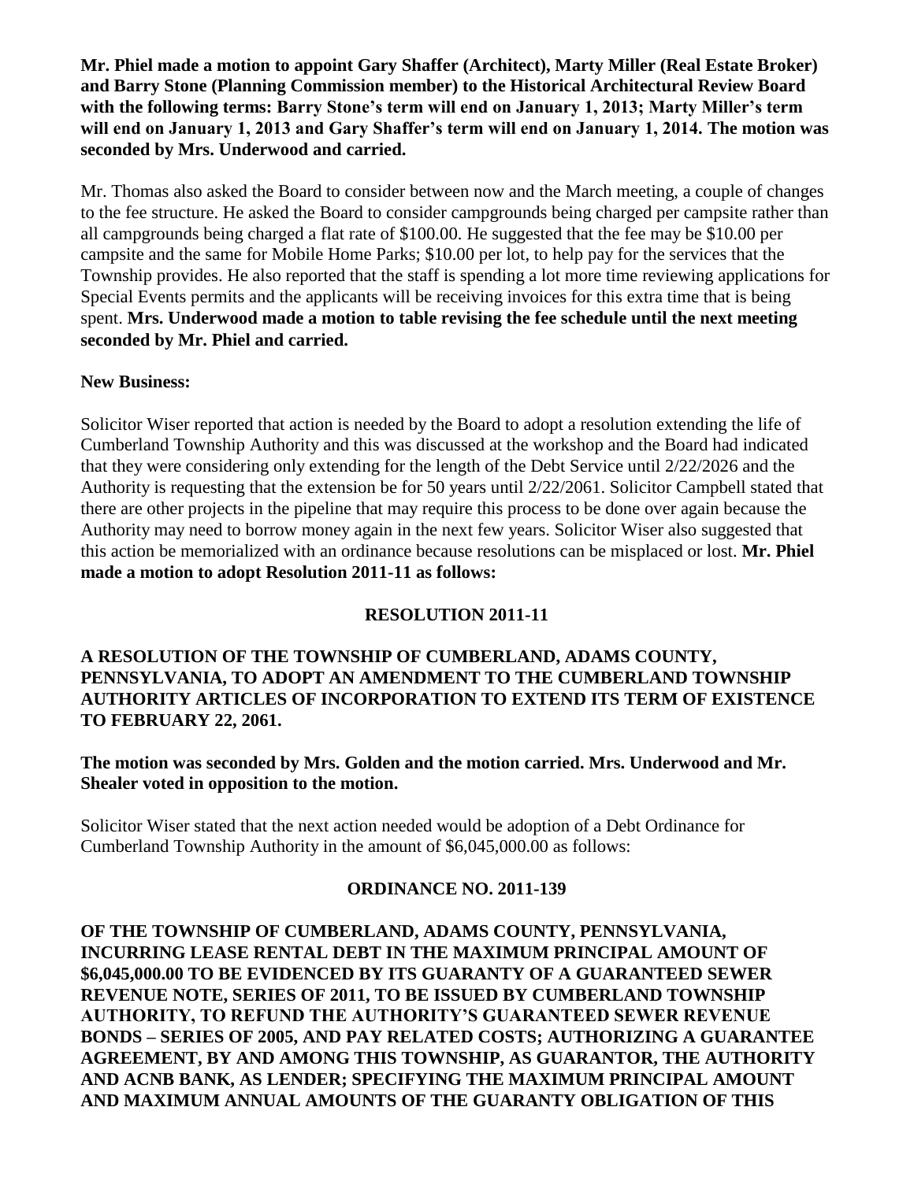**Mr. Phiel made a motion to appoint Gary Shaffer (Architect), Marty Miller (Real Estate Broker) and Barry Stone (Planning Commission member) to the Historical Architectural Review Board with the following terms: Barry Stone's term will end on January 1, 2013; Marty Miller's term will end on January 1, 2013 and Gary Shaffer's term will end on January 1, 2014. The motion was seconded by Mrs. Underwood and carried.**

Mr. Thomas also asked the Board to consider between now and the March meeting, a couple of changes to the fee structure. He asked the Board to consider campgrounds being charged per campsite rather than all campgrounds being charged a flat rate of $100.00. He suggested that the fee may be $10.00 per campsite and the same for Mobile Home Parks; $10.00 per lot, to help pay for the services that the Township provides. He also reported that the staff is spending a lot more time reviewing applications for Special Events permits and the applicants will be receiving invoices for this extra time that is being spent. **Mrs. Underwood made a motion to table revising the fee schedule until the next meeting seconded by Mr. Phiel and carried.**

**New Business:**

Solicitor Wiser reported that action is needed by the Board to adopt a resolution extending the life of Cumberland Township Authority and this was discussed at the workshop and the Board had indicated that they were considering only extending for the length of the Debt Service until 2/22/2026 and the Authority is requesting that the extension be for 50 years until 2/22/2061. Solicitor Campbell stated that there are other projects in the pipeline that may require this process to be done over again because the Authority may need to borrow money again in the next few years. Solicitor Wiser also suggested that this action be memorialized with an ordinance because resolutions can be misplaced or lost. **Mr. Phiel made a motion to adopt Resolution 2011-11 as follows:**

**RESOLUTION 2011-11**

**A RESOLUTION OF THE TOWNSHIP OF CUMBERLAND, ADAMS COUNTY, PENNSYLVANIA, TO ADOPT AN AMENDMENT TO THE CUMBERLAND TOWNSHIP AUTHORITY ARTICLES OF INCORPORATION TO EXTEND ITS TERM OF EXISTENCE TO FEBRUARY 22, 2061.**

**The motion was seconded by Mrs. Golden and the motion carried. Mrs. Underwood and Mr. Shealer voted in opposition to the motion.**

Solicitor Wiser stated that the next action needed would be adoption of a Debt Ordinance for Cumberland Township Authority in the amount of $6,045,000.00 as follows:

**ORDINANCE NO. 2011-139**

**OF THE TOWNSHIP OF CUMBERLAND, ADAMS COUNTY, PENNSYLVANIA, INCURRING LEASE RENTAL DEBT IN THE MAXIMUM PRINCIPAL AMOUNT OF $6,045,000.00 TO BE EVIDENCED BY ITS GUARANTY OF A GUARANTEED SEWER REVENUE NOTE, SERIES OF 2011, TO BE ISSUED BY CUMBERLAND TOWNSHIP AUTHORITY, TO REFUND THE AUTHORITY'S GUARANTEED SEWER REVENUE BONDS – SERIES OF 2005, AND PAY RELATED COSTS; AUTHORIZING A GUARANTEE AGREEMENT, BY AND AMONG THIS TOWNSHIP, AS GUARANTOR, THE AUTHORITY AND ACNB BANK, AS LENDER; SPECIFYING THE MAXIMUM PRINCIPAL AMOUNT AND MAXIMUM ANNUAL AMOUNTS OF THE GUARANTY OBLIGATION OF THIS**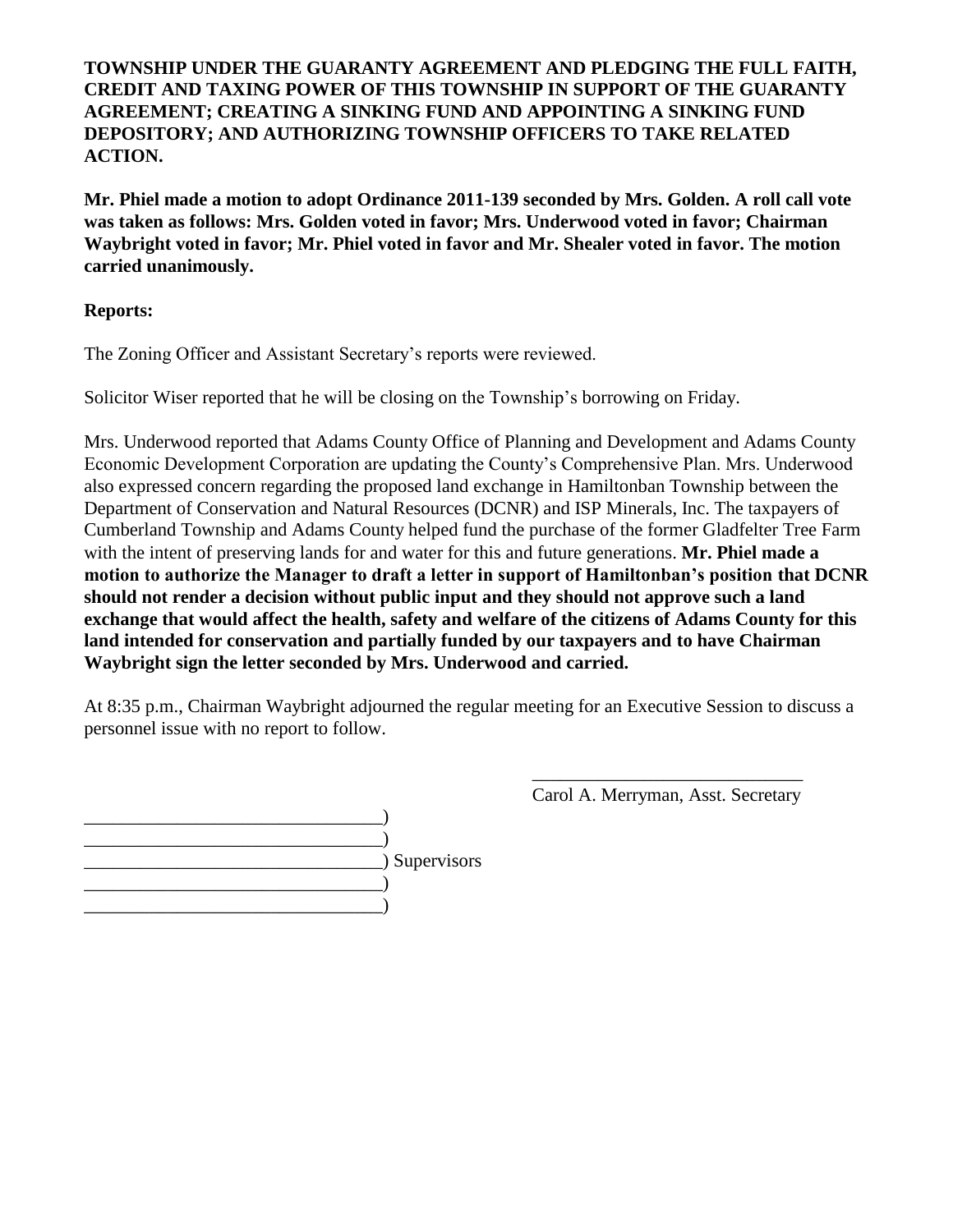**TOWNSHIP UNDER THE GUARANTY AGREEMENT AND PLEDGING THE FULL FAITH, CREDIT AND TAXING POWER OF THIS TOWNSHIP IN SUPPORT OF THE GUARANTY AGREEMENT; CREATING A SINKING FUND AND APPOINTING A SINKING FUND DEPOSITORY; AND AUTHORIZING TOWNSHIP OFFICERS TO TAKE RELATED ACTION.**

**Mr. Phiel made a motion to adopt Ordinance 2011-139 seconded by Mrs. Golden. A roll call vote was taken as follows: Mrs. Golden voted in favor; Mrs. Underwood voted in favor; Chairman Waybright voted in favor; Mr. Phiel voted in favor and Mr. Shealer voted in favor. The motion carried unanimously.**

**Reports:**

The Zoning Officer and Assistant Secretary's reports were reviewed.

Solicitor Wiser reported that he will be closing on the Township's borrowing on Friday.

Mrs. Underwood reported that Adams County Office of Planning and Development and Adams County Economic Development Corporation are updating the County's Comprehensive Plan. Mrs. Underwood also expressed concern regarding the proposed land exchange in Hamiltonban Township between the Department of Conservation and Natural Resources (DCNR) and ISP Minerals, Inc. The taxpayers of Cumberland Township and Adams County helped fund the purchase of the former Gladfelter Tree Farm with the intent of preserving lands for and water for this and future generations. **Mr. Phiel made a motion to authorize the Manager to draft a letter in support of Hamiltonban's position that DCNR should not render a decision without public input and they should not approve such a land exchange that would affect the health, safety and welfare of the citizens of Adams County for this land intended for conservation and partially funded by our taxpayers and to have Chairman Waybright sign the letter seconded by Mrs. Underwood and carried.**

At 8:35 p.m., Chairman Waybright adjourned the regular meeting for an Executive Session to discuss a personnel issue with no report to follow.

\_\_\_\_\_\_\_\_\_\_\_\_\_\_\_\_\_\_\_\_\_\_\_\_\_\_\_\_\_\_
Carol A. Merryman, Asst. Secretary

\_\_\_\_\_\_\_\_\_\_\_\_\_\_\_\_\_\_\_\_\_\_\_\_\_\_\_\_\_\_)
\_\_\_\_\_\_\_\_\_\_\_\_\_\_\_\_\_\_\_\_\_\_\_\_\_\_\_\_\_\_)
\_\_\_\_\_\_\_\_\_\_\_\_\_\_\_\_\_\_\_\_\_\_\_\_\_\_\_\_\_\_) Supervisors
\_\_\_\_\_\_\_\_\_\_\_\_\_\_\_\_\_\_\_\_\_\_\_\_\_\_\_\_\_\_)
\_\_\_\_\_\_\_\_\_\_\_\_\_\_\_\_\_\_\_\_\_\_\_\_\_\_\_\_\_\_)